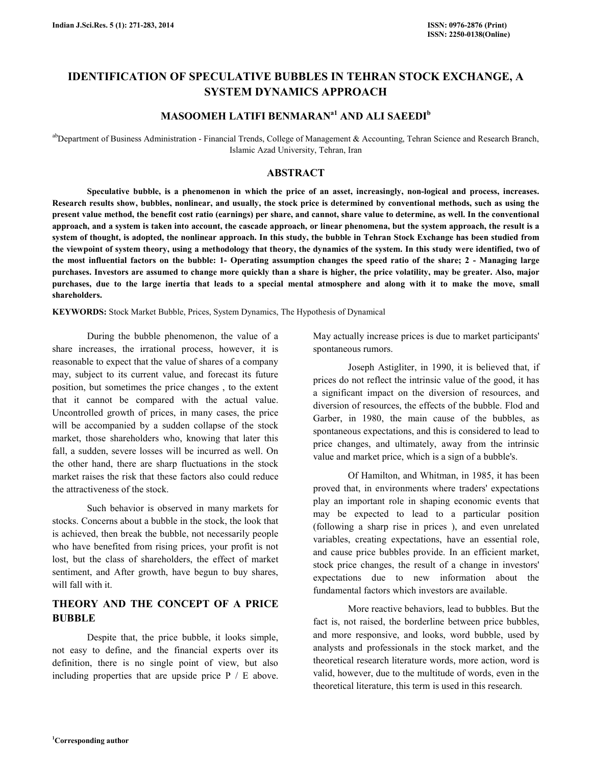# IDENTIFICATION OF SPECULATIVE BUBBLES IN TEHRAN STOCK EXCHANGE, A SYSTEM DYNAMICS APPROACH

## MASOOMEH LATIFI BENMARAN[a1] AND ALI SAEEDI[b]

[ab]Department of Business Administration - Financial Trends, College of Management & Accounting, Tehran Science and Research Branch, Islamic Azad University, Tehran, Iran

## ABSTRACT

**Speculative bubble, is a phenomenon in which the price of an asset, increasingly, non-logical and process, increases. Research results show, bubbles, nonlinear, and usually, the stock price is determined by conventional methods, such as using the present value method, the benefit cost ratio (earnings) per share, and cannot, share value to determine, as well. In the conventional approach, and a system is taken into account, the cascade approach, or linear phenomena, but the system approach, the result is a system of thought, is adopted, the nonlinear approach. In this study, the bubble in Tehran Stock Exchange has been studied from the viewpoint of system theory, using a methodology that theory, the dynamics of the system. In this study were identified, two of the most influential factors on the bubble: 1- Operating assumption changes the speed ratio of the share; 2 - Managing large purchases. Investors are assumed to change more quickly than a share is higher, the price volatility, may be greater. Also, major purchases, due to the large inertia that leads to a special mental atmosphere and along with it to make the move, small shareholders.**

**KEYWORDS:** Stock Market Bubble, Prices, System Dynamics, The Hypothesis of Dynamical

During the bubble phenomenon, the value of a share increases, the irrational process, however, it is reasonable to expect that the value of shares of a company may, subject to its current value, and forecast its future position, but sometimes the price changes , to the extent that it cannot be compared with the actual value. Uncontrolled growth of prices, in many cases, the price will be accompanied by a sudden collapse of the stock market, those shareholders who, knowing that later this fall, a sudden, severe losses will be incurred as well. On the other hand, there are sharp fluctuations in the stock market raises the risk that these factors also could reduce the attractiveness of the stock.

Such behavior is observed in many markets for stocks. Concerns about a bubble in the stock, the look that is achieved, then break the bubble, not necessarily people who have benefited from rising prices, your profit is not lost, but the class of shareholders, the effect of market sentiment, and After growth, have begun to buy shares, will fall with it.

## THEORY AND THE CONCEPT OF A PRICE BUBBLE

Despite that, the price bubble, it looks simple, not easy to define, and the financial experts over its definition, there is no single point of view, but also including properties that are upside price P / E above. May actually increase prices is due to market participants' spontaneous rumors.

Joseph Astigliter, in 1990, it is believed that, if prices do not reflect the intrinsic value of the good, it has a significant impact on the diversion of resources, and diversion of resources, the effects of the bubble. Flod and Garber, in 1980, the main cause of the bubbles, as spontaneous expectations, and this is considered to lead to price changes, and ultimately, away from the intrinsic value and market price, which is a sign of a bubble's.

Of Hamilton, and Whitman, in 1985, it has been proved that, in environments where traders' expectations play an important role in shaping economic events that may be expected to lead to a particular position (following a sharp rise in prices ), and even unrelated variables, creating expectations, have an essential role, and cause price bubbles provide. In an efficient market, stock price changes, the result of a change in investors' expectations due to new information about the fundamental factors which investors are available.

More reactive behaviors, lead to bubbles. But the fact is, not raised, the borderline between price bubbles, and more responsive, and looks, word bubble, used by analysts and professionals in the stock market, and the theoretical research literature words, more action, word is valid, however, due to the multitude of words, even in the theoretical literature, this term is used in this research.

[1]Corresponding author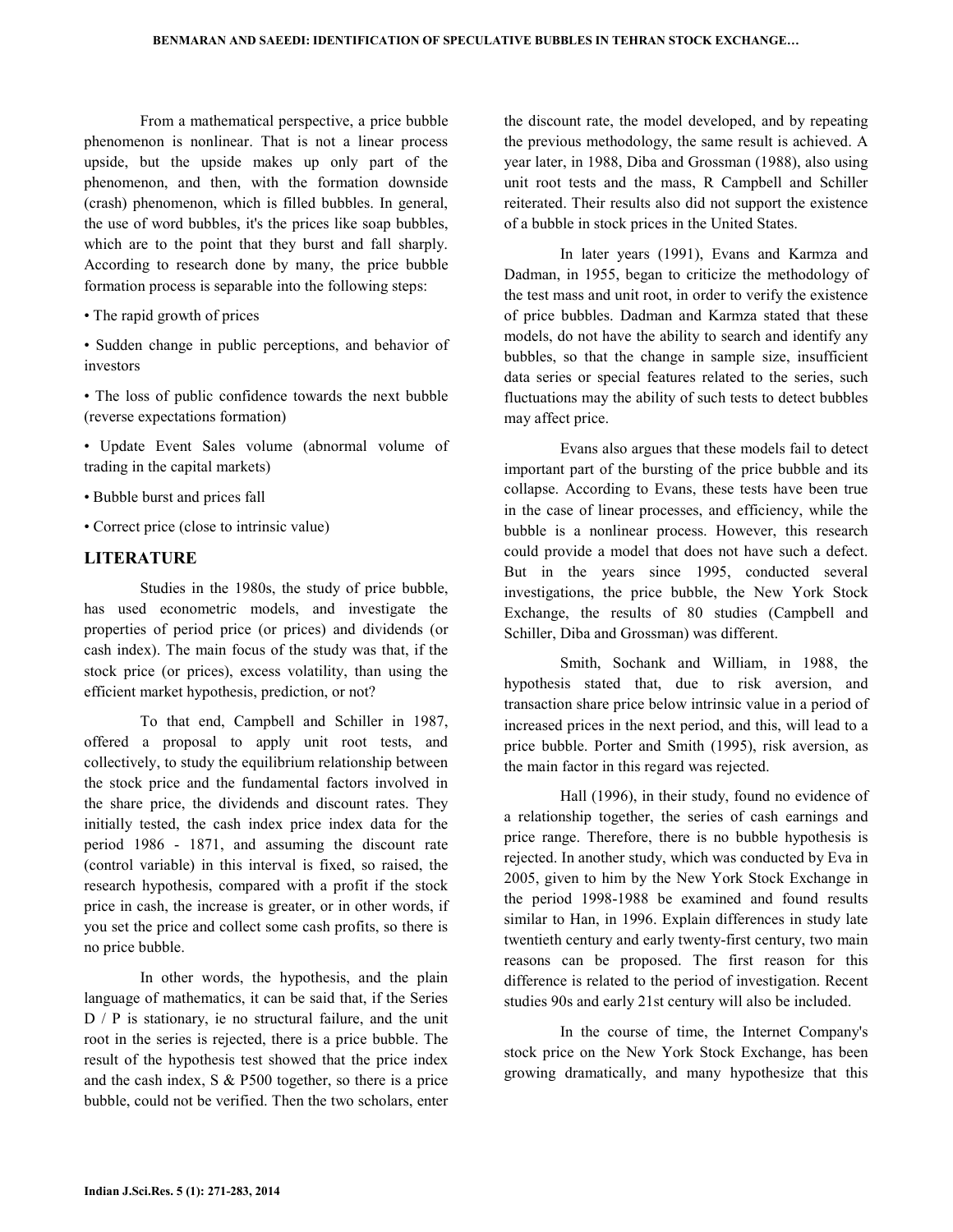From a mathematical perspective, a price bubble phenomenon is nonlinear. That is not a linear process upside, but the upside makes up only part of the phenomenon, and then, with the formation downside (crash) phenomenon, which is filled bubbles. In general, the use of word bubbles, it's the prices like soap bubbles, which are to the point that they burst and fall sharply. According to research done by many, the price bubble formation process is separable into the following steps:

- The rapid growth of prices
- Sudden change in public perceptions, and behavior of investors
- The loss of public confidence towards the next bubble (reverse expectations formation)
- Update Event Sales volume (abnormal volume of trading in the capital markets)
- Bubble burst and prices fall
- Correct price (close to intrinsic value)

## LITERATURE

Studies in the 1980s, the study of price bubble, has used econometric models, and investigate the properties of period price (or prices) and dividends (or cash index). The main focus of the study was that, if the stock price (or prices), excess volatility, than using the efficient market hypothesis, prediction, or not?

To that end, Campbell and Schiller in 1987, offered a proposal to apply unit root tests, and collectively, to study the equilibrium relationship between the stock price and the fundamental factors involved in the share price, the dividends and discount rates. They initially tested, the cash index price index data for the period 1986 - 1871, and assuming the discount rate (control variable) in this interval is fixed, so raised, the research hypothesis, compared with a profit if the stock price in cash, the increase is greater, or in other words, if you set the price and collect some cash profits, so there is no price bubble.

In other words, the hypothesis, and the plain language of mathematics, it can be said that, if the Series D / P is stationary, ie no structural failure, and the unit root in the series is rejected, there is a price bubble. The result of the hypothesis test showed that the price index and the cash index, S & P500 together, so there is a price bubble, could not be verified. Then the two scholars, enter the discount rate, the model developed, and by repeating the previous methodology, the same result is achieved. A year later, in 1988, Diba and Grossman (1988), also using unit root tests and the mass, R Campbell and Schiller reiterated. Their results also did not support the existence of a bubble in stock prices in the United States.

In later years (1991), Evans and Karmza and Dadman, in 1955, began to criticize the methodology of the test mass and unit root, in order to verify the existence of price bubbles. Dadman and Karmza stated that these models, do not have the ability to search and identify any bubbles, so that the change in sample size, insufficient data series or special features related to the series, such fluctuations may the ability of such tests to detect bubbles may affect price.

Evans also argues that these models fail to detect important part of the bursting of the price bubble and its collapse. According to Evans, these tests have been true in the case of linear processes, and efficiency, while the bubble is a nonlinear process. However, this research could provide a model that does not have such a defect. But in the years since 1995, conducted several investigations, the price bubble, the New York Stock Exchange, the results of 80 studies (Campbell and Schiller, Diba and Grossman) was different.

Smith, Sochank and William, in 1988, the hypothesis stated that, due to risk aversion, and transaction share price below intrinsic value in a period of increased prices in the next period, and this, will lead to a price bubble. Porter and Smith (1995), risk aversion, as the main factor in this regard was rejected.

Hall (1996), in their study, found no evidence of a relationship together, the series of cash earnings and price range. Therefore, there is no bubble hypothesis is rejected. In another study, which was conducted by Eva in 2005, given to him by the New York Stock Exchange in the period 1998-1988 be examined and found results similar to Han, in 1996. Explain differences in study late twentieth century and early twenty-first century, two main reasons can be proposed. The first reason for this difference is related to the period of investigation. Recent studies 90s and early 21st century will also be included.

In the course of time, the Internet Company's stock price on the New York Stock Exchange, has been growing dramatically, and many hypothesize that this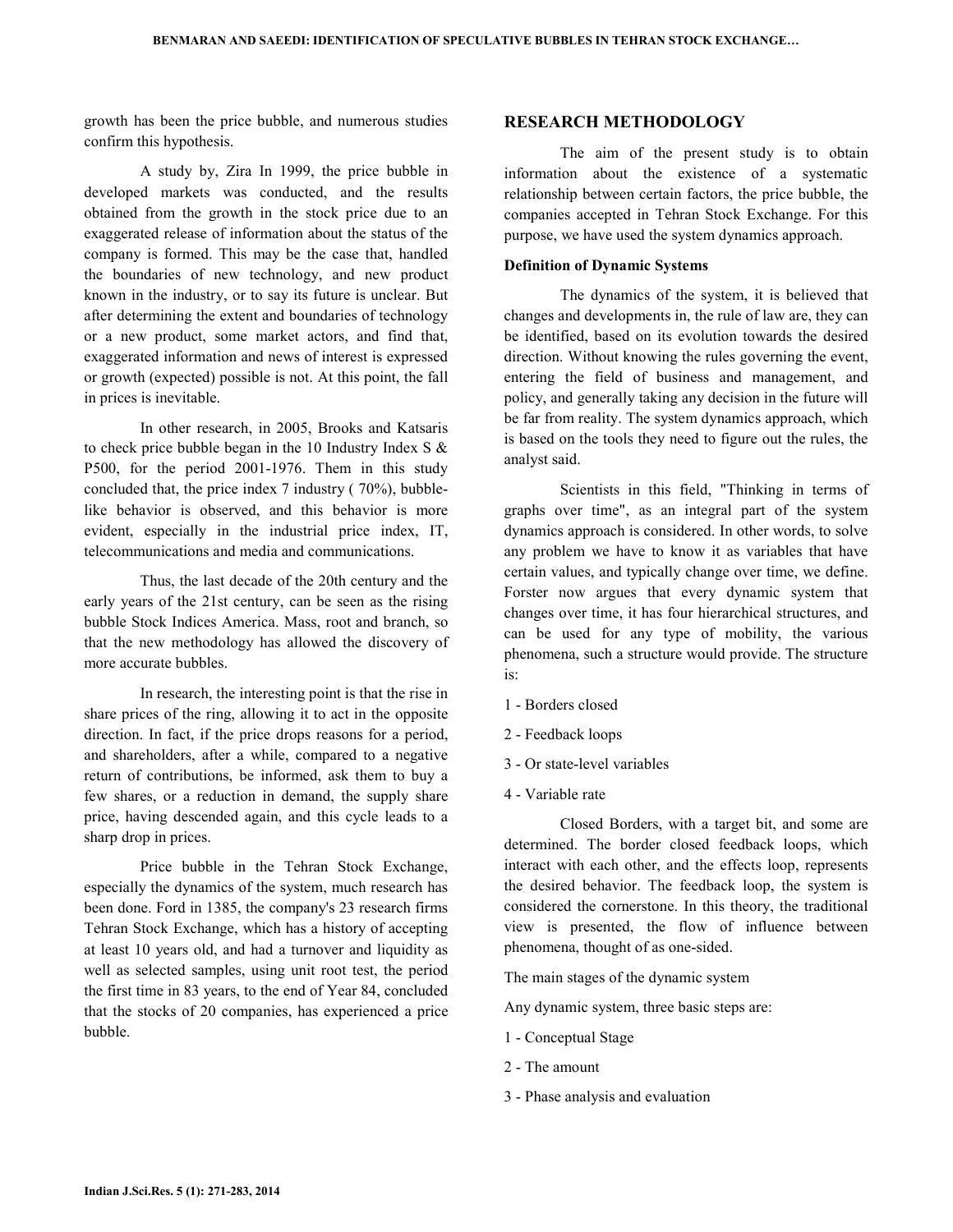growth has been the price bubble, and numerous studies confirm this hypothesis.

A study by, Zira In 1999, the price bubble in developed markets was conducted, and the results obtained from the growth in the stock price due to an exaggerated release of information about the status of the company is formed. This may be the case that, handled the boundaries of new technology, and new product known in the industry, or to say its future is unclear. But after determining the extent and boundaries of technology or a new product, some market actors, and find that, exaggerated information and news of interest is expressed or growth (expected) possible is not. At this point, the fall in prices is inevitable.

In other research, in 2005, Brooks and Katsaris to check price bubble began in the 10 Industry Index S & P500, for the period 2001-1976. Them in this study concluded that, the price index 7 industry ( 70%), bubble-like behavior is observed, and this behavior is more evident, especially in the industrial price index, IT, telecommunications and media and communications.

Thus, the last decade of the 20th century and the early years of the 21st century, can be seen as the rising bubble Stock Indices America. Mass, root and branch, so that the new methodology has allowed the discovery of more accurate bubbles.

In research, the interesting point is that the rise in share prices of the ring, allowing it to act in the opposite direction. In fact, if the price drops reasons for a period, and shareholders, after a while, compared to a negative return of contributions, be informed, ask them to buy a few shares, or a reduction in demand, the supply share price, having descended again, and this cycle leads to a sharp drop in prices.

Price bubble in the Tehran Stock Exchange, especially the dynamics of the system, much research has been done. Ford in 1385, the company's 23 research firms Tehran Stock Exchange, which has a history of accepting at least 10 years old, and had a turnover and liquidity as well as selected samples, using unit root test, the period the first time in 83 years, to the end of Year 84, concluded that the stocks of 20 companies, has experienced a price bubble.

## RESEARCH METHODOLOGY

The aim of the present study is to obtain information about the existence of a systematic relationship between certain factors, the price bubble, the companies accepted in Tehran Stock Exchange. For this purpose, we have used the system dynamics approach.

### Definition of Dynamic Systems

The dynamics of the system, it is believed that changes and developments in, the rule of law are, they can be identified, based on its evolution towards the desired direction. Without knowing the rules governing the event, entering the field of business and management, and policy, and generally taking any decision in the future will be far from reality. The system dynamics approach, which is based on the tools they need to figure out the rules, the analyst said.

Scientists in this field, "Thinking in terms of graphs over time", as an integral part of the system dynamics approach is considered. In other words, to solve any problem we have to know it as variables that have certain values, and typically change over time, we define. Forster now argues that every dynamic system that changes over time, it has four hierarchical structures, and can be used for any type of mobility, the various phenomena, such a structure would provide. The structure is:

1 - Borders closed

2 - Feedback loops

3 - Or state-level variables

4 - Variable rate

Closed Borders, with a target bit, and some are determined. The border closed feedback loops, which interact with each other, and the effects loop, represents the desired behavior. The feedback loop, the system is considered the cornerstone. In this theory, the traditional view is presented, the flow of influence between phenomena, thought of as one-sided.

The main stages of the dynamic system

Any dynamic system, three basic steps are:

1 - Conceptual Stage

2 - The amount

3 - Phase analysis and evaluation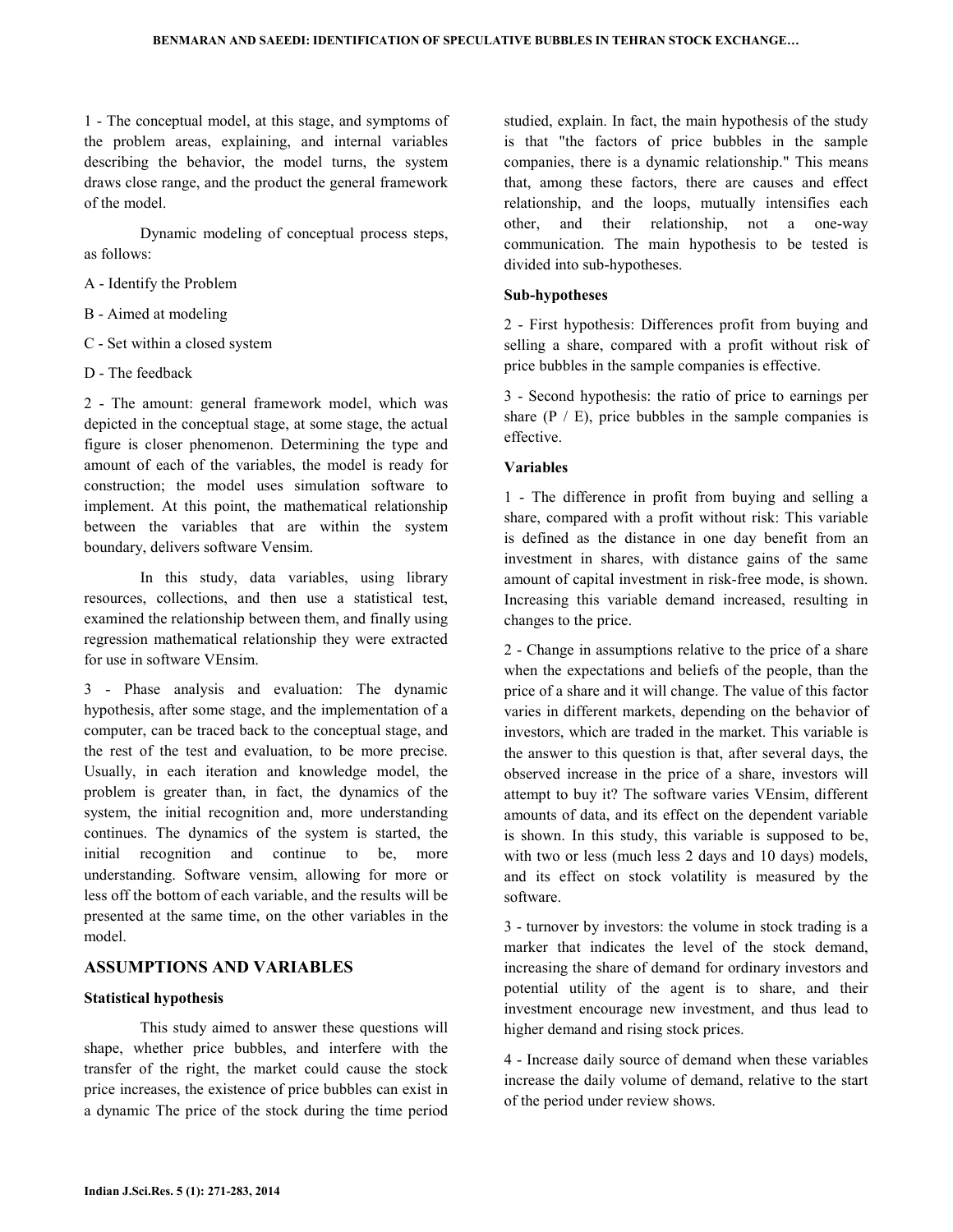1 - The conceptual model, at this stage, and symptoms of the problem areas, explaining, and internal variables describing the behavior, the model turns, the system draws close range, and the product the general framework of the model.

Dynamic modeling of conceptual process steps, as follows:

A - Identify the Problem

B - Aimed at modeling

C - Set within a closed system

D - The feedback

2 - The amount: general framework model, which was depicted in the conceptual stage, at some stage, the actual figure is closer phenomenon. Determining the type and amount of each of the variables, the model is ready for construction; the model uses simulation software to implement. At this point, the mathematical relationship between the variables that are within the system boundary, delivers software Vensim.

In this study, data variables, using library resources, collections, and then use a statistical test, examined the relationship between them, and finally using regression mathematical relationship they were extracted for use in software VEnsim.

3 - Phase analysis and evaluation: The dynamic hypothesis, after some stage, and the implementation of a computer, can be traced back to the conceptual stage, and the rest of the test and evaluation, to be more precise. Usually, in each iteration and knowledge model, the problem is greater than, in fact, the dynamics of the system, the initial recognition and, more understanding continues. The dynamics of the system is started, the initial recognition and continue to be, more understanding. Software vensim, allowing for more or less off the bottom of each variable, and the results will be presented at the same time, on the other variables in the model.

## ASSUMPTIONS AND VARIABLES

### Statistical hypothesis

This study aimed to answer these questions will shape, whether price bubbles, and interfere with the transfer of the right, the market could cause the stock price increases, the existence of price bubbles can exist in a dynamic The price of the stock during the time period studied, explain. In fact, the main hypothesis of the study is that "the factors of price bubbles in the sample companies, there is a dynamic relationship." This means that, among these factors, there are causes and effect relationship, and the loops, mutually intensifies each other, and their relationship, not a one-way communication. The main hypothesis to be tested is divided into sub-hypotheses.

### Sub-hypotheses

2 - First hypothesis: Differences profit from buying and selling a share, compared with a profit without risk of price bubbles in the sample companies is effective.

3 - Second hypothesis: the ratio of price to earnings per share (P / E), price bubbles in the sample companies is effective.

### Variables

1 - The difference in profit from buying and selling a share, compared with a profit without risk: This variable is defined as the distance in one day benefit from an investment in shares, with distance gains of the same amount of capital investment in risk-free mode, is shown. Increasing this variable demand increased, resulting in changes to the price.

2 - Change in assumptions relative to the price of a share when the expectations and beliefs of the people, than the price of a share and it will change. The value of this factor varies in different markets, depending on the behavior of investors, which are traded in the market. This variable is the answer to this question is that, after several days, the observed increase in the price of a share, investors will attempt to buy it? The software varies VEnsim, different amounts of data, and its effect on the dependent variable is shown. In this study, this variable is supposed to be, with two or less (much less 2 days and 10 days) models, and its effect on stock volatility is measured by the software.

3 - turnover by investors: the volume in stock trading is a marker that indicates the level of the stock demand, increasing the share of demand for ordinary investors and potential utility of the agent is to share, and their investment encourage new investment, and thus lead to higher demand and rising stock prices.

4 - Increase daily source of demand when these variables increase the daily volume of demand, relative to the start of the period under review shows.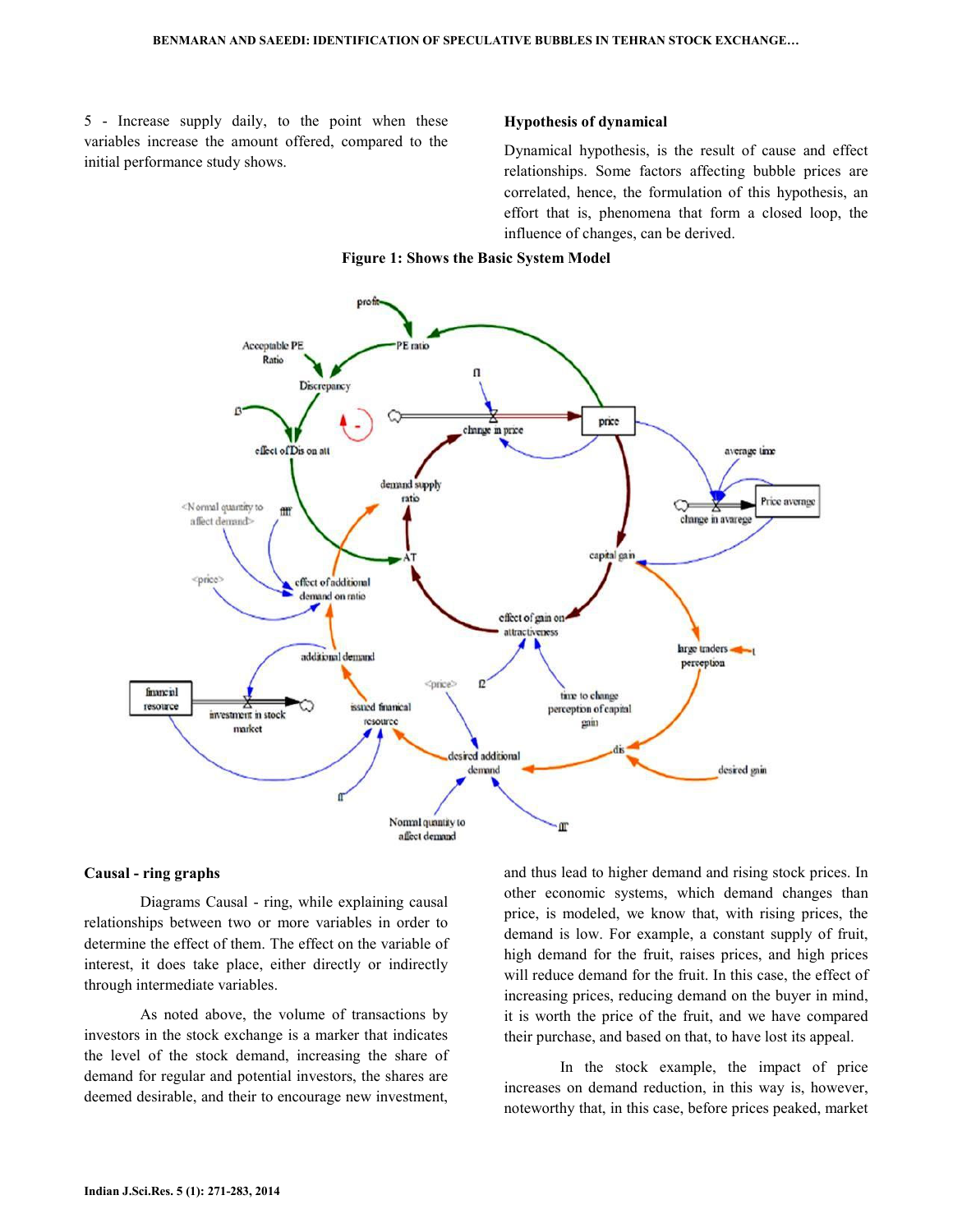5 - Increase supply daily, to the point when these variables increase the amount offered, compared to the initial performance study shows.

### Hypothesis of dynamical

Dynamical hypothesis, is the result of cause and effect relationships. Some factors affecting bubble prices are correlated, hence, the formulation of this hypothesis, an effort that is, phenomena that form a closed loop, the influence of changes, can be derived.

**Figure 1: Shows the Basic System Model**

### Causal - ring graphs

Diagrams Causal - ring, while explaining causal relationships between two or more variables in order to determine the effect of them. The effect on the variable of interest, it does take place, either directly or indirectly through intermediate variables.

As noted above, the volume of transactions by investors in the stock exchange is a marker that indicates the level of the stock demand, increasing the share of demand for regular and potential investors, the shares are deemed desirable, and their to encourage new investment, and thus lead to higher demand and rising stock prices. In other economic systems, which demand changes than price, is modeled, we know that, with rising prices, the demand is low. For example, a constant supply of fruit, high demand for the fruit, raises prices, and high prices will reduce demand for the fruit. In this case, the effect of increasing prices, reducing demand on the buyer in mind, it is worth the price of the fruit, and we have compared their purchase, and based on that, to have lost its appeal.

In the stock example, the impact of price increases on demand reduction, in this way is, however, noteworthy that, in this case, before prices peaked, market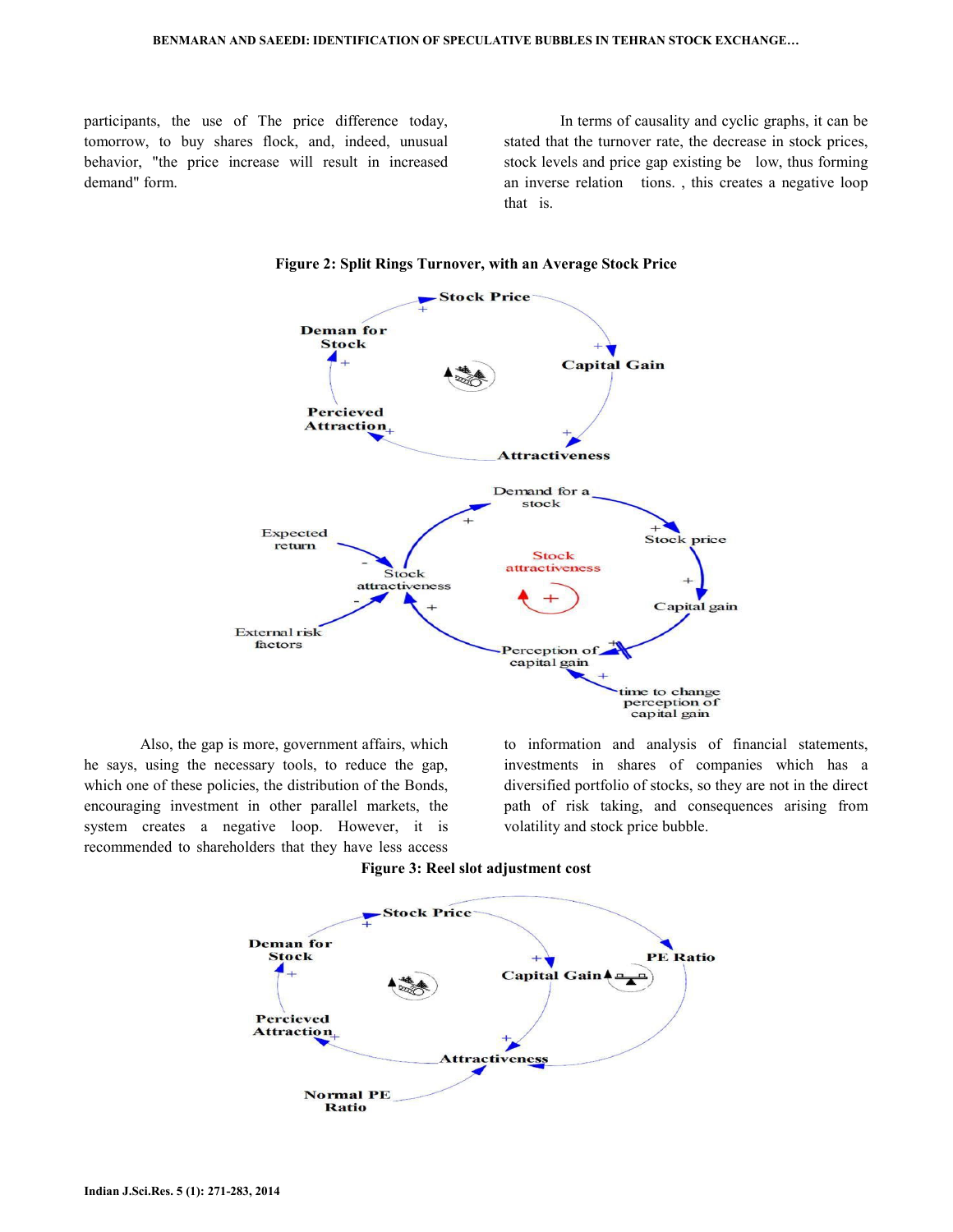participants, the use of The price difference today, tomorrow, to buy shares flock, and, indeed, unusual behavior, "the price increase will result in increased demand" form.

In terms of causality and cyclic graphs, it can be stated that the turnover rate, the decrease in stock prices, stock levels and price gap existing be low, thus forming an inverse relation tions. , this creates a negative loop that is.

**Figure 2: Split Rings Turnover, with an Average Stock Price**

Also, the gap is more, government affairs, which he says, using the necessary tools, to reduce the gap, which one of these policies, the distribution of the Bonds, encouraging investment in other parallel markets, the system creates a negative loop. However, it is recommended to shareholders that they have less access to information and analysis of financial statements, investments in shares of companies which has a diversified portfolio of stocks, so they are not in the direct path of risk taking, and consequences arising from volatility and stock price bubble.

**Figure 3: Reel slot adjustment cost**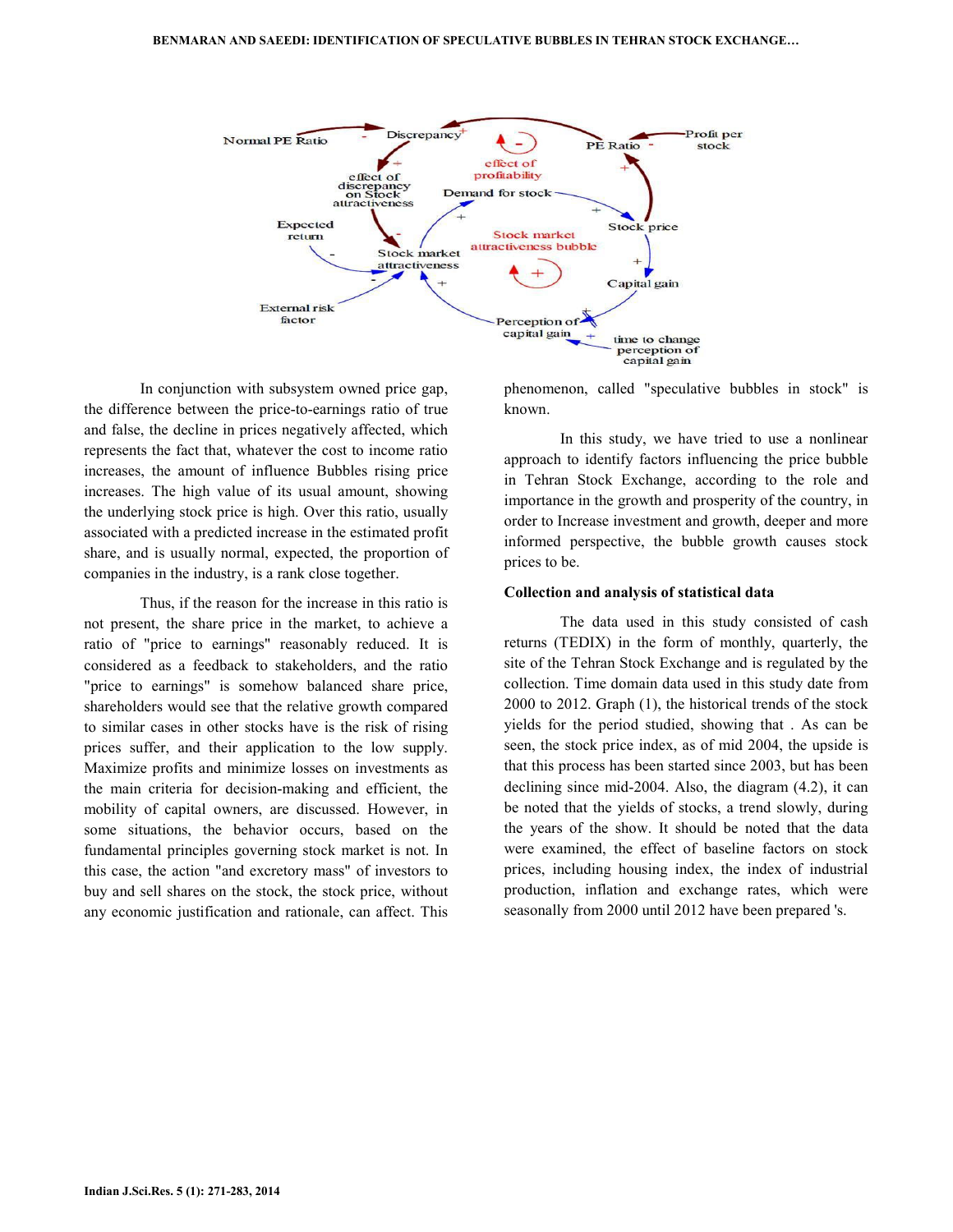In conjunction with subsystem owned price gap, the difference between the price-to-earnings ratio of true and false, the decline in prices negatively affected, which represents the fact that, whatever the cost to income ratio increases, the amount of influence Bubbles rising price increases. The high value of its usual amount, showing the underlying stock price is high. Over this ratio, usually associated with a predicted increase in the estimated profit share, and is usually normal, expected, the proportion of companies in the industry, is a rank close together.

Thus, if the reason for the increase in this ratio is not present, the share price in the market, to achieve a ratio of "price to earnings" reasonably reduced. It is considered as a feedback to stakeholders, and the ratio "price to earnings" is somehow balanced share price, shareholders would see that the relative growth compared to similar cases in other stocks have is the risk of rising prices suffer, and their application to the low supply. Maximize profits and minimize losses on investments as the main criteria for decision-making and efficient, the mobility of capital owners, are discussed. However, in some situations, the behavior occurs, based on the fundamental principles governing stock market is not. In this case, the action "and excretory mass" of investors to buy and sell shares on the stock, the stock price, without any economic justification and rationale, can affect. This phenomenon, called "speculative bubbles in stock" is known.

In this study, we have tried to use a nonlinear approach to identify factors influencing the price bubble in Tehran Stock Exchange, according to the role and importance in the growth and prosperity of the country, in order to Increase investment and growth, deeper and more informed perspective, the bubble growth causes stock prices to be.

**Collection and analysis of statistical data**

The data used in this study consisted of cash returns (TEDIX) in the form of monthly, quarterly, the site of the Tehran Stock Exchange and is regulated by the collection. Time domain data used in this study date from 2000 to 2012. Graph (1), the historical trends of the stock yields for the period studied, showing that . As can be seen, the stock price index, as of mid 2004, the upside is that this process has been started since 2003, but has been declining since mid-2004. Also, the diagram (4.2), it can be noted that the yields of stocks, a trend slowly, during the years of the show. It should be noted that the data were examined, the effect of baseline factors on stock prices, including housing index, the index of industrial production, inflation and exchange rates, which were seasonally from 2000 until 2012 have been prepared 's.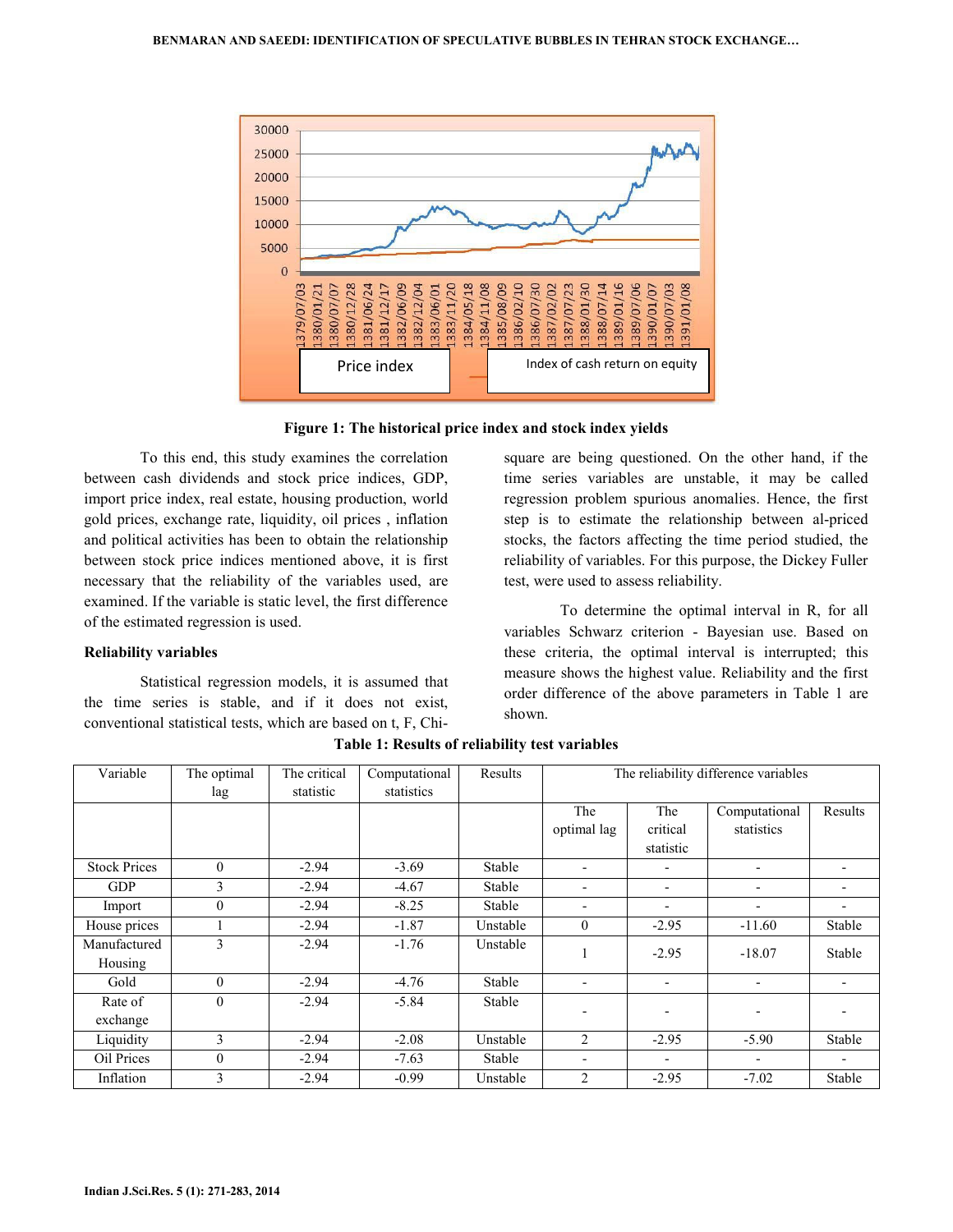**Figure 1: The historical price index and stock index yields**

To this end, this study examines the correlation between cash dividends and stock price indices, GDP, import price index, real estate, housing production, world gold prices, exchange rate, liquidity, oil prices , inflation and political activities has been to obtain the relationship between stock price indices mentioned above, it is first necessary that the reliability of the variables used, are examined. If the variable is static level, the first difference of the estimated regression is used.

### Reliability variables

Statistical regression models, it is assumed that the time series is stable, and if it does not exist, conventional statistical tests, which are based on t, F, Chi-square are being questioned. On the other hand, if the time series variables are unstable, it may be called regression problem spurious anomalies. Hence, the first step is to estimate the relationship between al-priced stocks, the factors affecting the time period studied, the reliability of variables. For this purpose, the Dickey Fuller test, were used to assess reliability.

To determine the optimal interval in R, for all variables Schwarz criterion - Bayesian use. Based on these criteria, the optimal interval is interrupted; this measure shows the highest value. Reliability and the first order difference of the above parameters in Table 1 are shown.

**Table 1: Results of reliability test variables**

| Variable | The optimal lag | The critical statistic | Computational statistics | Results | The reliability difference variables | | | |
|---|---|---|---|---|---|---|---|---|
| | | | | | The optimal lag | The critical statistic | Computational statistics | Results |
| Stock Prices | 0 | -2.94 | -3.69 | Stable | - | - | - | - |
| GDP | 3 | -2.94 | -4.67 | Stable | - | - | - | - |
| Import | 0 | -2.94 | -8.25 | Stable | - | - | - | - |
| House prices | 1 | -2.94 | -1.87 | Unstable | 0 | -2.95 | -11.60 | Stable |
| Manufactured Housing | 3 | -2.94 | -1.76 | Unstable | 1 | -2.95 | -18.07 | Stable |
| Gold | 0 | -2.94 | -4.76 | Stable | - | - | - | - |
| Rate of exchange | 0 | -2.94 | -5.84 | Stable | - | - | - | - |
| Liquidity | 3 | -2.94 | -2.08 | Unstable | 2 | -2.95 | -5.90 | Stable |
| Oil Prices | 0 | -2.94 | -7.63 | Stable | - | - | - | - |
| Inflation | 3 | -2.94 | -0.99 | Unstable | 2 | -2.95 | -7.02 | Stable |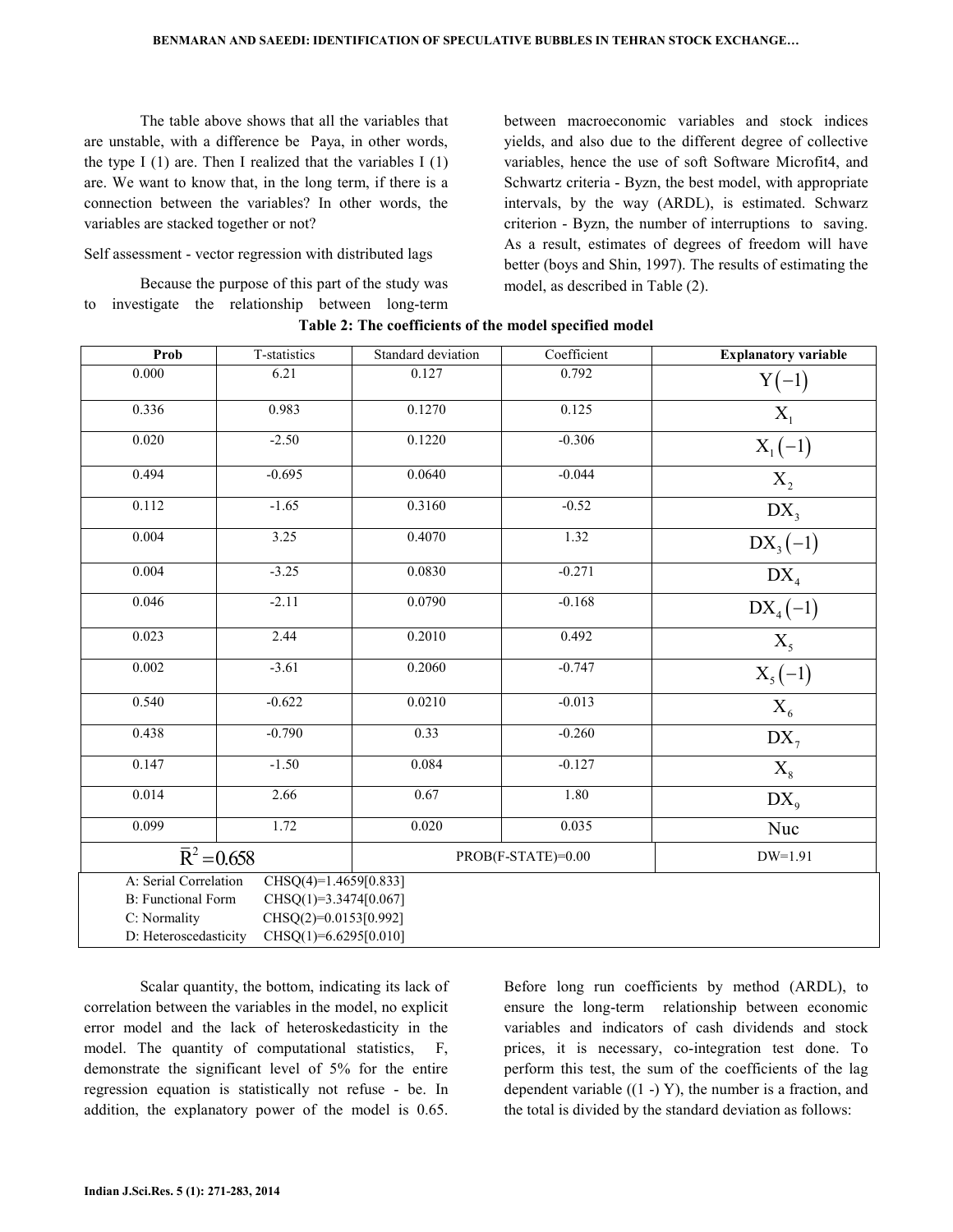The table above shows that all the variables that are unstable, with a difference be Paya, in other words, the type I (1) are. Then I realized that the variables I (1) are. We want to know that, in the long term, if there is a connection between the variables? In other words, the variables are stacked together or not?

Self assessment - vector regression with distributed lags

Because the purpose of this part of the study was to investigate the relationship between long-term between macroeconomic variables and stock indices yields, and also due to the different degree of collective variables, hence the use of soft Software Microfit4, and Schwartz criteria - Byzn, the best model, with appropriate intervals, by the way (ARDL), is estimated. Schwarz criterion - Byzn, the number of interruptions to saving. As a result, estimates of degrees of freedom will have better (boys and Shin, 1997). The results of estimating the model, as described in Table (2).

**Table 2: The coefficients of the model specified model**

| Prob | T-statistics | Standard deviation | Coefficient | **Explanatory variable** |
|---|---|---|---|---|
| 0.000 | 6.21 | 0.127 | 0.792 | $Y(-1)$ |
| 0.336 | 0.983 | 0.1270 | 0.125 | $X_1$ |
| 0.020 | -2.50 | 0.1220 | -0.306 | $X_1(-1)$ |
| 0.494 | -0.695 | 0.0640 | -0.044 | $X_2$ |
| 0.112 | -1.65 | 0.3160 | -0.52 | $DX_3$ |
| 0.004 | 3.25 | 0.4070 | 1.32 | $DX_3(-1)$ |
| 0.004 | -3.25 | 0.0830 | -0.271 | $DX_4$ |
| 0.046 | -2.11 | 0.0790 | -0.168 | $DX_4(-1)$ |
| 0.023 | 2.44 | 0.2010 | 0.492 | $X_5$ |
| 0.002 | -3.61 | 0.2060 | -0.747 | $X_5(-1)$ |
| 0.540 | -0.622 | 0.0210 | -0.013 | $X_6$ |
| 0.438 | -0.790 | 0.33 | -0.260 | $DX_7$ |
| 0.147 | -1.50 | 0.084 | -0.127 | $X_8$ |
| 0.014 | 2.66 | 0.67 | 1.80 | $DX_9$ |
| 0.099 | 1.72 | 0.020 | 0.035 | Nuc |
| $\bar{R}^2 = 0.658$ | | PROB(F-STATE)=0.00 | | DW=1.91 |

A: Serial Correlation CHSQ(4)=1.4659[0.833]
B: Functional Form CHSQ(1)=3.3474[0.067]
C: Normality CHSQ(2)=0.0153[0.992]
D: Heteroscedasticity CHSQ(1)=6.6295[0.010]

Scalar quantity, the bottom, indicating its lack of correlation between the variables in the model, no explicit error model and the lack of heteroskedasticity in the model. The quantity of computational statistics, F, demonstrate the significant level of 5% for the entire regression equation is statistically not refuse - be. In addition, the explanatory power of the model is 0.65. Before long run coefficients by method (ARDL), to ensure the long-term relationship between economic variables and indicators of cash dividends and stock prices, it is necessary, co-integration test done. To perform this test, the sum of the coefficients of the lag dependent variable ((1 -) Y), the number is a fraction, and the total is divided by the standard deviation as follows: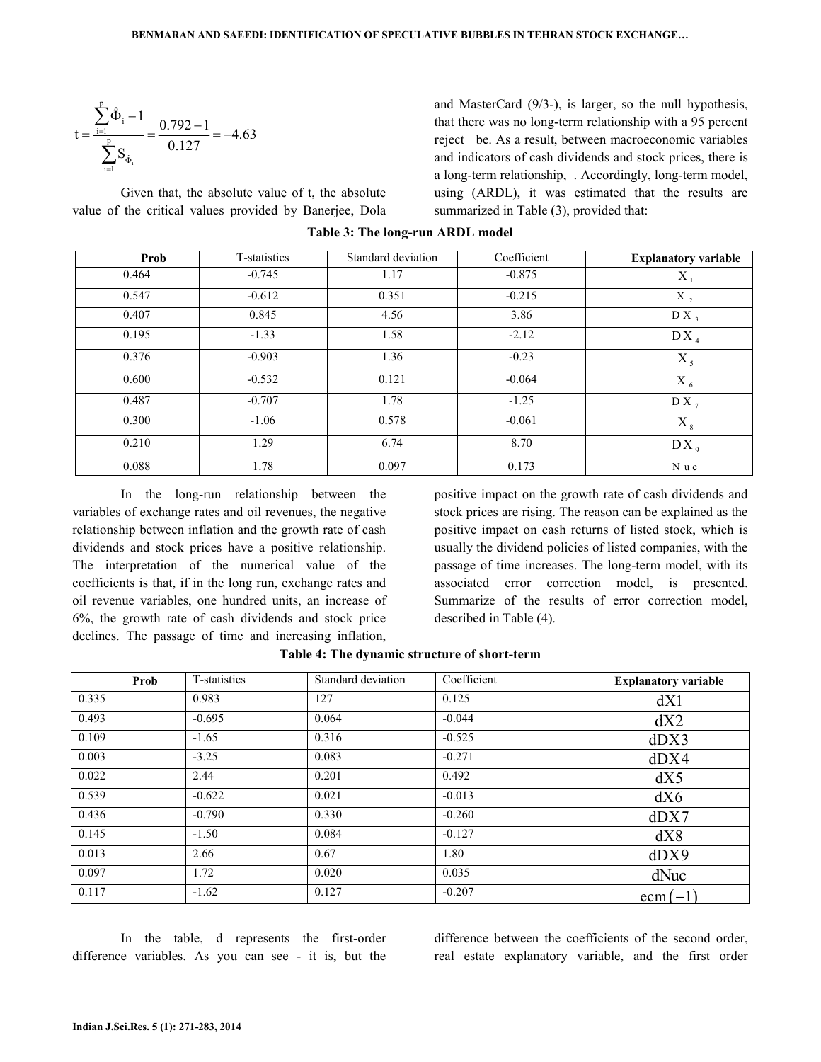$$t = \frac{\sum_{i=1}^{p} \hat{\Phi}_i - 1}{\sum_{i=1}^{p} S_{\hat{\Phi}_i}} = \frac{0.792 - 1}{0.127} = -4.63$$

Given that, the absolute value of t, the absolute value of the critical values provided by Banerjee, Dola and MasterCard (9/3-), is larger, so the null hypothesis, that there was no long-term relationship with a 95 percent reject be. As a result, between macroeconomic variables and indicators of cash dividends and stock prices, there is a long-term relationship, . Accordingly, long-term model, using (ARDL), it was estimated that the results are summarized in Table (3), provided that:

**Table 3: The long-run ARDL model**

| Prob | T-statistics | Standard deviation | Coefficient | Explanatory variable |
|---|---|---|---|---|
| 0.464 | -0.745 | 1.17 | -0.875 | $X_1$ |
| 0.547 | -0.612 | 0.351 | -0.215 | $X_2$ |
| 0.407 | 0.845 | 4.56 | 3.86 | $DX_3$ |
| 0.195 | -1.33 | 1.58 | -2.12 | $DX_4$ |
| 0.376 | -0.903 | 1.36 | -0.23 | $X_5$ |
| 0.600 | -0.532 | 0.121 | -0.064 | $X_6$ |
| 0.487 | -0.707 | 1.78 | -1.25 | $DX_7$ |
| 0.300 | -1.06 | 0.578 | -0.061 | $X_8$ |
| 0.210 | 1.29 | 6.74 | 8.70 | $DX_9$ |
| 0.088 | 1.78 | 0.097 | 0.173 | Nuc |

In the long-run relationship between the variables of exchange rates and oil revenues, the negative relationship between inflation and the growth rate of cash dividends and stock prices have a positive relationship. The interpretation of the numerical value of the coefficients is that, if in the long run, exchange rates and oil revenue variables, one hundred units, an increase of 6%, the growth rate of cash dividends and stock price declines. The passage of time and increasing inflation, positive impact on the growth rate of cash dividends and stock prices are rising. The reason can be explained as the positive impact on cash returns of listed stock, which is usually the dividend policies of listed companies, with the passage of time increases. The long-term model, with its associated error correction model, is presented. Summarize of the results of error correction model, described in Table (4).

**Table 4: The dynamic structure of short-term**

| Prob | T-statistics | Standard deviation | Coefficient | Explanatory variable |
|---|---|---|---|---|
| 0.335 | 0.983 | 127 | 0.125 | dX1 |
| 0.493 | -0.695 | 0.064 | -0.044 | dX2 |
| 0.109 | -1.65 | 0.316 | -0.525 | dDX3 |
| 0.003 | -3.25 | 0.083 | -0.271 | dDX4 |
| 0.022 | 2.44 | 0.201 | 0.492 | dX5 |
| 0.539 | -0.622 | 0.021 | -0.013 | dX6 |
| 0.436 | -0.790 | 0.330 | -0.260 | dDX7 |
| 0.145 | -1.50 | 0.084 | -0.127 | dX8 |
| 0.013 | 2.66 | 0.67 | 1.80 | dDX9 |
| 0.097 | 1.72 | 0.020 | 0.035 | dNuc |
| 0.117 | -1.62 | 0.127 | -0.207 | $ecm(-1)$ |

In the table, d represents the first-order difference variables. As you can see - it is, but the difference between the coefficients of the second order, real estate explanatory variable, and the first order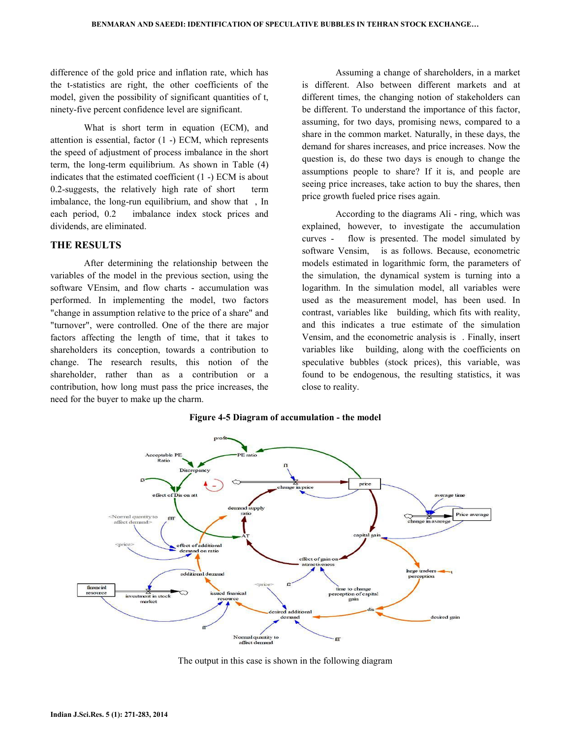difference of the gold price and inflation rate, which has the t-statistics are right, the other coefficients of the model, given the possibility of significant quantities of t, ninety-five percent confidence level are significant.

What is short term in equation (ECM), and attention is essential, factor (1 -) ECM, which represents the speed of adjustment of process imbalance in the short term, the long-term equilibrium. As shown in Table (4) indicates that the estimated coefficient (1 -) ECM is about 0.2-suggests, the relatively high rate of short term imbalance, the long-run equilibrium, and show that , In each period, 0.2 imbalance index stock prices and dividends, are eliminated.

## THE RESULTS

After determining the relationship between the variables of the model in the previous section, using the software VEnsim, and flow charts - accumulation was performed. In implementing the model, two factors "change in assumption relative to the price of a share" and "turnover", were controlled. One of the there are major factors affecting the length of time, that it takes to shareholders its conception, towards a contribution to change. The research results, this notion of the shareholder, rather than as a contribution or a contribution, how long must pass the price increases, the need for the buyer to make up the charm.

Assuming a change of shareholders, in a market is different. Also between different markets and at different times, the changing notion of stakeholders can be different. To understand the importance of this factor, assuming, for two days, promising news, compared to a share in the common market. Naturally, in these days, the demand for shares increases, and price increases. Now the question is, do these two days is enough to change the assumptions people to share? If it is, and people are seeing price increases, take action to buy the shares, then price growth fueled price rises again.

According to the diagrams Ali - ring, which was explained, however, to investigate the accumulation curves - flow is presented. The model simulated by software Vensim, is as follows. Because, econometric models estimated in logarithmic form, the parameters of the simulation, the dynamical system is turning into a logarithm. In the simulation model, all variables were used as the measurement model, has been used. In contrast, variables like building, which fits with reality, and this indicates a true estimate of the simulation Vensim, and the econometric analysis is . Finally, insert variables like building, along with the coefficients on speculative bubbles (stock prices), this variable, was found to be endogenous, the resulting statistics, it was close to reality.

**Figure 4-5 Diagram of accumulation - the model**

The output in this case is shown in the following diagram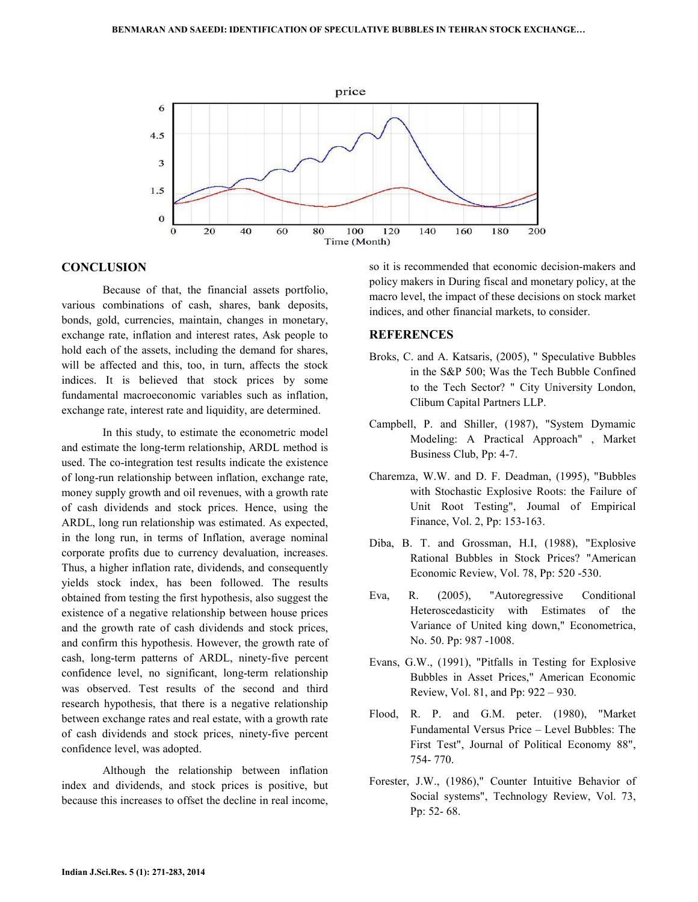## CONCLUSION

Because of that, the financial assets portfolio, various combinations of cash, shares, bank deposits, bonds, gold, currencies, maintain, changes in monetary, exchange rate, inflation and interest rates, Ask people to hold each of the assets, including the demand for shares, will be affected and this, too, in turn, affects the stock indices. It is believed that stock prices by some fundamental macroeconomic variables such as inflation, exchange rate, interest rate and liquidity, are determined.

In this study, to estimate the econometric model and estimate the long-term relationship, ARDL method is used. The co-integration test results indicate the existence of long-run relationship between inflation, exchange rate, money supply growth and oil revenues, with a growth rate of cash dividends and stock prices. Hence, using the ARDL, long run relationship was estimated. As expected, in the long run, in terms of Inflation, average nominal corporate profits due to currency devaluation, increases. Thus, a higher inflation rate, dividends, and consequently yields stock index, has been followed. The results obtained from testing the first hypothesis, also suggest the existence of a negative relationship between house prices and the growth rate of cash dividends and stock prices, and confirm this hypothesis. However, the growth rate of cash, long-term patterns of ARDL, ninety-five percent confidence level, no significant, long-term relationship was observed. Test results of the second and third research hypothesis, that there is a negative relationship between exchange rates and real estate, with a growth rate of cash dividends and stock prices, ninety-five percent confidence level, was adopted.

Although the relationship between inflation index and dividends, and stock prices is positive, but because this increases to offset the decline in real income, so it is recommended that economic decision-makers and policy makers in During fiscal and monetary policy, at the macro level, the impact of these decisions on stock market indices, and other financial markets, to consider.

## REFERENCES

Broks, C. and A. Katsaris, (2005), " Speculative Bubbles in the S&P 500; Was the Tech Bubble Confined to the Tech Sector? " City University London, Clibum Capital Partners LLP.

Campbell, P. and Shiller, (1987), "System Dymamic Modeling: A Practical Approach" , Market Business Club, Pp: 4-7.

Charemza, W.W. and D. F. Deadman, (1995), "Bubbles with Stochastic Explosive Roots: the Failure of Unit Root Testing", Joumal of Empirical Finance, Vol. 2, Pp: 153-163.

Diba, B. T. and Grossman, H.I, (1988), "Explosive Rational Bubbles in Stock Prices? "American Economic Review, Vol. 78, Pp: 520 -530.

Eva, R. (2005), "Autoregressive Conditional Heteroscedasticity with Estimates of the Variance of United king down," Econometrica, No. 50. Pp: 987 -1008.

Evans, G.W., (1991), "Pitfalls in Testing for Explosive Bubbles in Asset Prices," American Economic Review, Vol. 81, and Pp: 922 – 930.

Flood, R. P. and G.M. peter. (1980), "Market Fundamental Versus Price – Level Bubbles: The First Test", Journal of Political Economy 88", 754- 770.

Forester, J.W., (1986)," Counter Intuitive Behavior of Social systems", Technology Review, Vol. 73, Pp: 52- 68.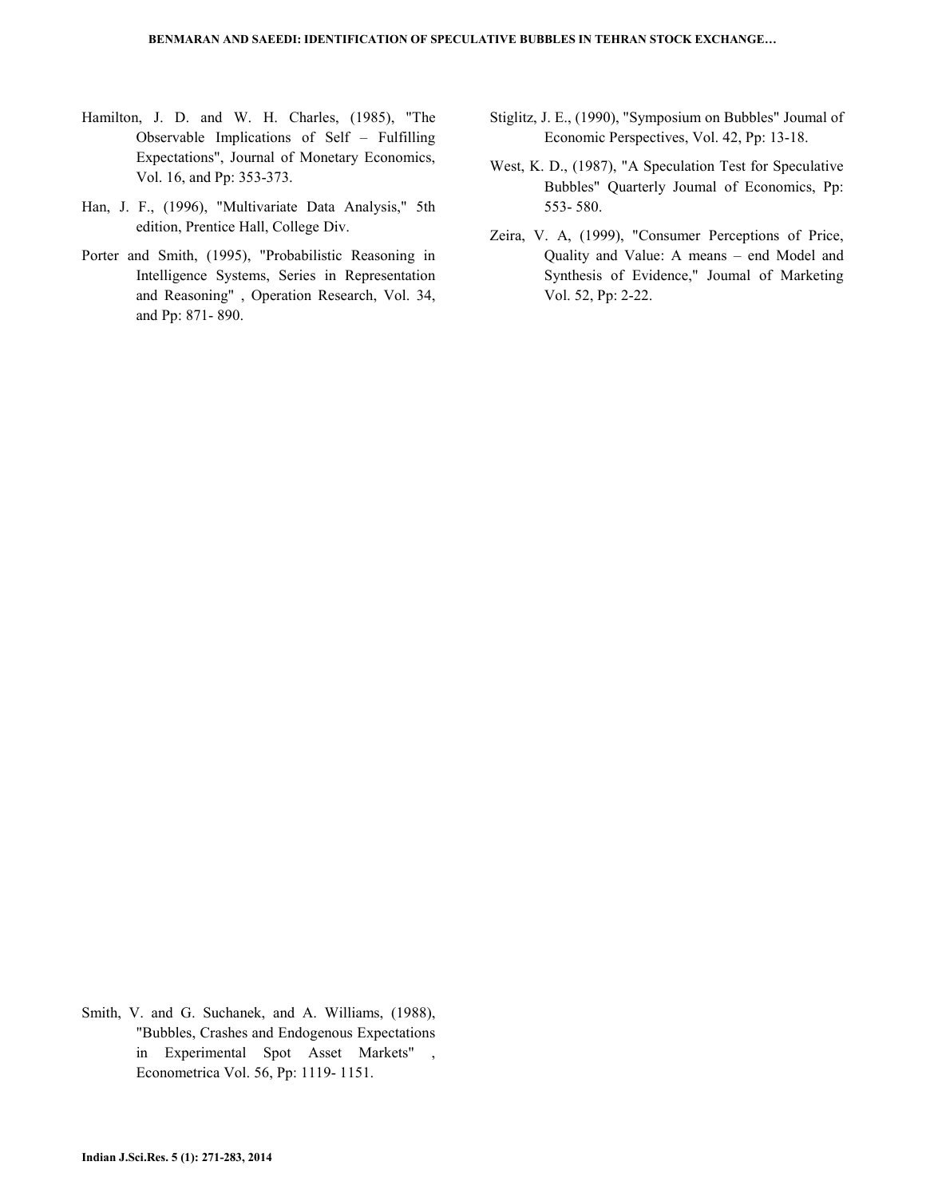Hamilton, J. D. and W. H. Charles, (1985), "The Observable Implications of Self – Fulfilling Expectations", Journal of Monetary Economics, Vol. 16, and Pp: 353-373.

Han, J. F., (1996), "Multivariate Data Analysis," 5th edition, Prentice Hall, College Div.

Porter and Smith, (1995), "Probabilistic Reasoning in Intelligence Systems, Series in Representation and Reasoning" , Operation Research, Vol. 34, and Pp: 871- 890.

Smith, V. and G. Suchanek, and A. Williams, (1988), "Bubbles, Crashes and Endogenous Expectations in Experimental Spot Asset Markets" , Econometrica Vol. 56, Pp: 1119- 1151.

Stiglitz, J. E., (1990), "Symposium on Bubbles" Joumal of Economic Perspectives, Vol. 42, Pp: 13-18.

West, K. D., (1987), "A Speculation Test for Speculative Bubbles" Quarterly Joumal of Economics, Pp: 553- 580.

Zeira, V. A, (1999), "Consumer Perceptions of Price, Quality and Value: A means – end Model and Synthesis of Evidence," Joumal of Marketing Vol. 52, Pp: 2-22.